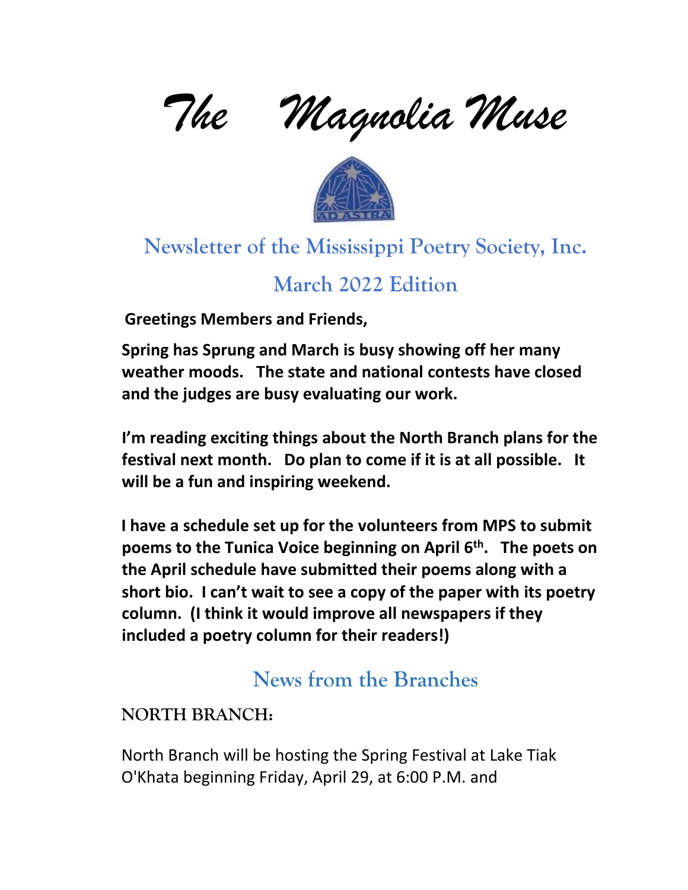# *The Magnolia Muse*

## Newsletter of the Mississippi Poetry Society, Inc.

## March 2022 Edition

**Greetings Members and Friends,**

**Spring has Sprung and March is busy showing off her many weather moods. The state and national contests have closed and the judges are busy evaluating our work.**

**I'm reading exciting things about the North Branch plans for the festival next month. Do plan to come if it is at all possible. It will be a fun and inspiring weekend.**

**I have a schedule set up for the volunteers from MPS to submit poems to the Tunica Voice beginning on April 6th. The poets on the April schedule have submitted their poems along with a short bio. I can't wait to see a copy of the paper with its poetry column. (I think it would improve all newspapers if they included a poetry column for their readers!)**

## News from the Branches

### NORTH BRANCH:

North Branch will be hosting the Spring Festival at Lake Tiak O'Khata beginning Friday, April 29, at 6:00 P.M. and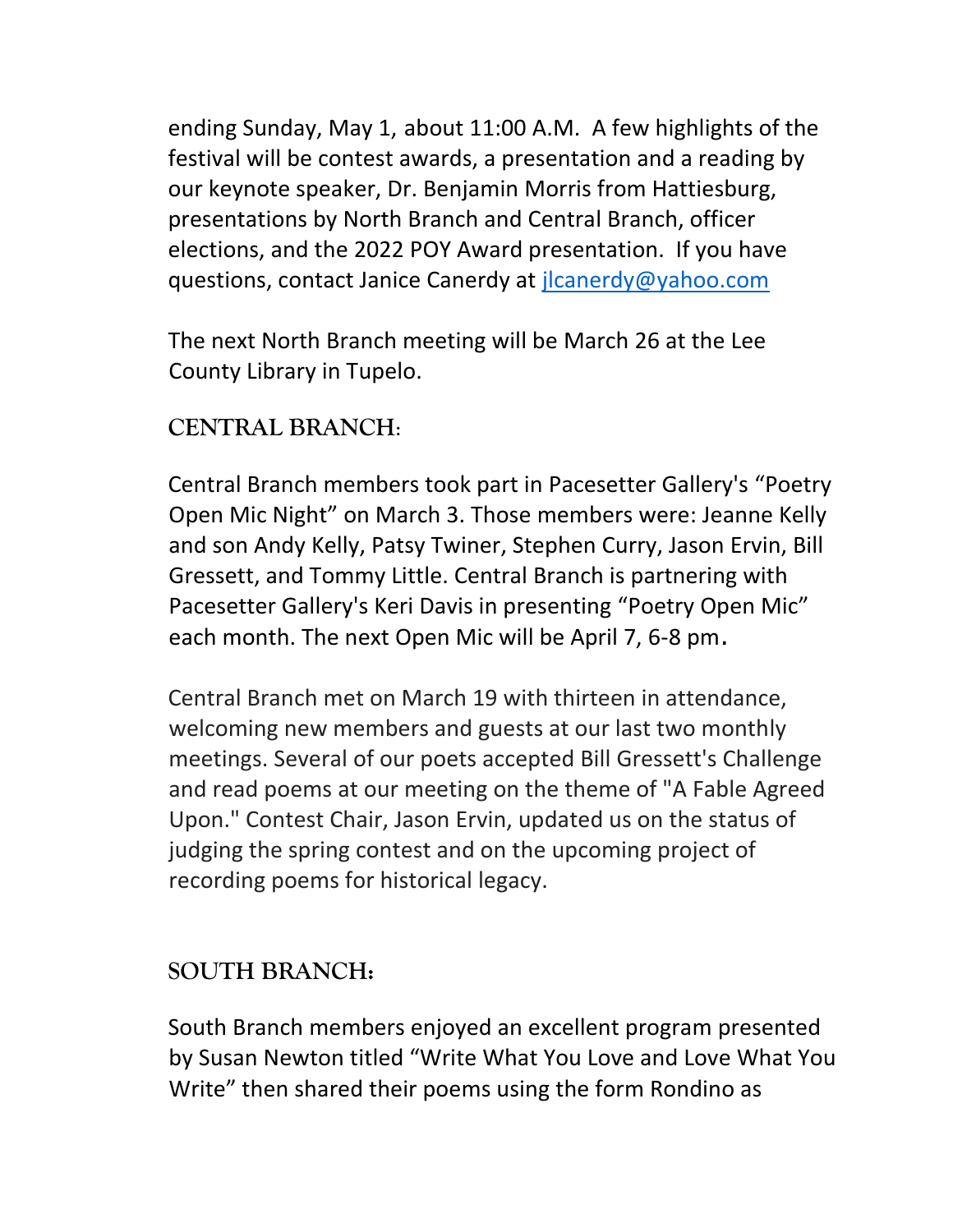ending Sunday, May 1, about 11:00 A.M.  A few highlights of the festival will be contest awards, a presentation and a reading by our keynote speaker, Dr. Benjamin Morris from Hattiesburg, presentations by North Branch and Central Branch, officer elections, and the 2022 POY Award presentation.  If you have questions, contact Janice Canerdy at jlcanerdy@yahoo.com

The next North Branch meeting will be March 26 at the Lee County Library in Tupelo.

## CENTRAL BRANCH:

Central Branch members took part in Pacesetter Gallery's "Poetry Open Mic Night" on March 3. Those members were: Jeanne Kelly and son Andy Kelly, Patsy Twiner, Stephen Curry, Jason Ervin, Bill Gressett, and Tommy Little. Central Branch is partnering with Pacesetter Gallery's Keri Davis in presenting "Poetry Open Mic" each month. The next Open Mic will be April 7, 6-8 pm.

Central Branch met on March 19 with thirteen in attendance, welcoming new members and guests at our last two monthly meetings. Several of our poets accepted Bill Gressett's Challenge and read poems at our meeting on the theme of "A Fable Agreed Upon." Contest Chair, Jason Ervin, updated us on the status of judging the spring contest and on the upcoming project of recording poems for historical legacy.

## SOUTH BRANCH:

South Branch members enjoyed an excellent program presented by Susan Newton titled "Write What You Love and Love What You Write" then shared their poems using the form Rondino as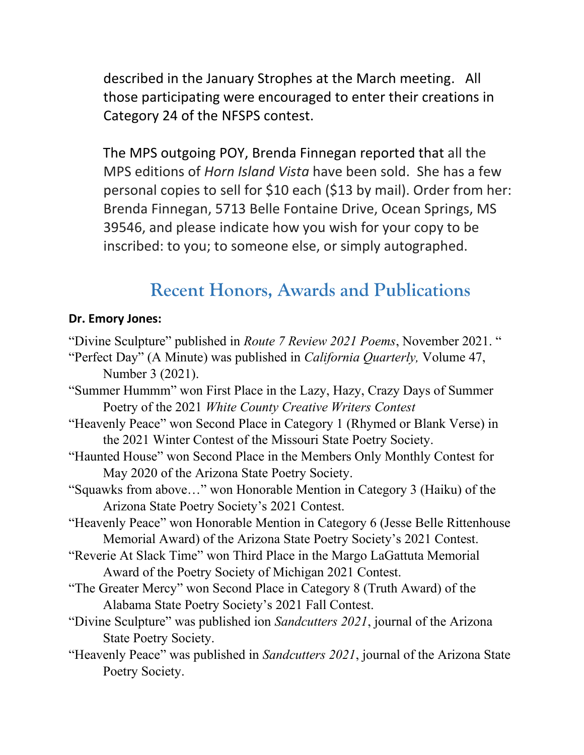described in the January Strophes at the March meeting. All those participating were encouraged to enter their creations in Category 24 of the NFSPS contest.

The MPS outgoing POY, Brenda Finnegan reported that all the MPS editions of *Horn Island Vista* have been sold. She has a few personal copies to sell for $10 each ($13 by mail). Order from her: Brenda Finnegan, 5713 Belle Fontaine Drive, Ocean Springs, MS 39546, and please indicate how you wish for your copy to be inscribed: to you; to someone else, or simply autographed.

## Recent Honors, Awards and Publications

**Dr. Emory Jones:**

"Divine Sculpture" published in *Route 7 Review 2021 Poems*, November 2021. "

"Perfect Day" (A Minute) was published in *California Quarterly,* Volume 47, Number 3 (2021).

"Summer Hummm" won First Place in the Lazy, Hazy, Crazy Days of Summer Poetry of the 2021 *White County Creative Writers Contest*

"Heavenly Peace" won Second Place in Category 1 (Rhymed or Blank Verse) in the 2021 Winter Contest of the Missouri State Poetry Society.

"Haunted House" won Second Place in the Members Only Monthly Contest for May 2020 of the Arizona State Poetry Society.

"Squawks from above…" won Honorable Mention in Category 3 (Haiku) of the Arizona State Poetry Society's 2021 Contest.

"Heavenly Peace" won Honorable Mention in Category 6 (Jesse Belle Rittenhouse Memorial Award) of the Arizona State Poetry Society's 2021 Contest.

"Reverie At Slack Time" won Third Place in the Margo LaGattuta Memorial Award of the Poetry Society of Michigan 2021 Contest.

"The Greater Mercy" won Second Place in Category 8 (Truth Award) of the Alabama State Poetry Society's 2021 Fall Contest.

"Divine Sculpture" was published ion *Sandcutters 2021*, journal of the Arizona State Poetry Society.

"Heavenly Peace" was published in *Sandcutters 2021*, journal of the Arizona State Poetry Society.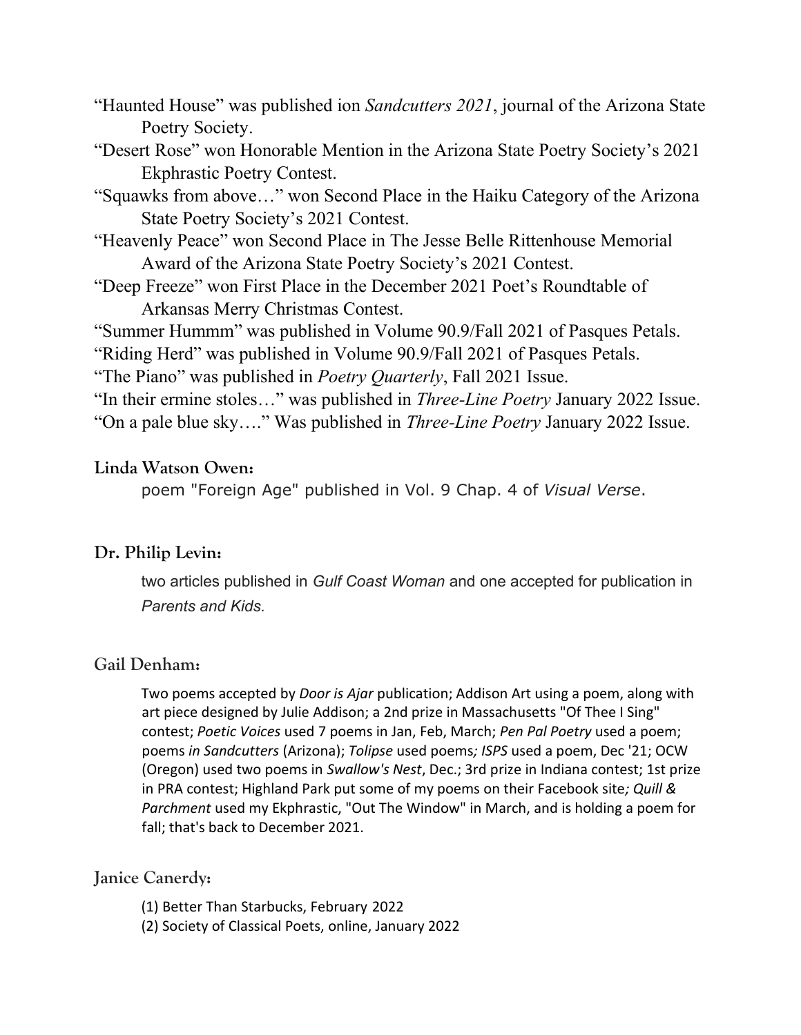"Haunted House" was published ion *Sandcutters 2021*, journal of the Arizona State Poetry Society.

"Desert Rose" won Honorable Mention in the Arizona State Poetry Society's 2021 Ekphrastic Poetry Contest.

"Squawks from above…" won Second Place in the Haiku Category of the Arizona State Poetry Society's 2021 Contest.

"Heavenly Peace" won Second Place in The Jesse Belle Rittenhouse Memorial Award of the Arizona State Poetry Society's 2021 Contest.

"Deep Freeze" won First Place in the December 2021 Poet's Roundtable of Arkansas Merry Christmas Contest.

"Summer Hummm" was published in Volume 90.9/Fall 2021 of Pasques Petals.

"Riding Herd" was published in Volume 90.9/Fall 2021 of Pasques Petals.

"The Piano" was published in *Poetry Quarterly*, Fall 2021 Issue.

"In their ermine stoles…" was published in *Three-Line Poetry* January 2022 Issue.

"On a pale blue sky…." Was published in *Three-Line Poetry* January 2022 Issue.

**Linda Watson Owen:**

poem "Foreign Age" published in Vol. 9 Chap. 4 of *Visual Verse*.

**Dr. Philip Levin:**

two articles published in *Gulf Coast Woman* and one accepted for publication in *Parents and Kids.*

**Gail Denham:**

Two poems accepted by *Door is Ajar* publication; Addison Art using a poem, along with art piece designed by Julie Addison; a 2nd prize in Massachusetts "Of Thee I Sing" contest; *Poetic Voices* used 7 poems in Jan, Feb, March; *Pen Pal Poetry* used a poem; poems *in Sandcutters* (Arizona); *Tolipse* used poems*; ISPS* used a poem, Dec '21; OCW (Oregon) used two poems in *Swallow's Nest*, Dec.; 3rd prize in Indiana contest; 1st prize in PRA contest; Highland Park put some of my poems on their Facebook site*; Quill & Parchment* used my Ekphrastic, "Out The Window" in March, and is holding a poem for fall; that's back to December 2021.

**Janice Canerdy:**

(1) Better Than Starbucks, February 2022

(2) Society of Classical Poets, online, January 2022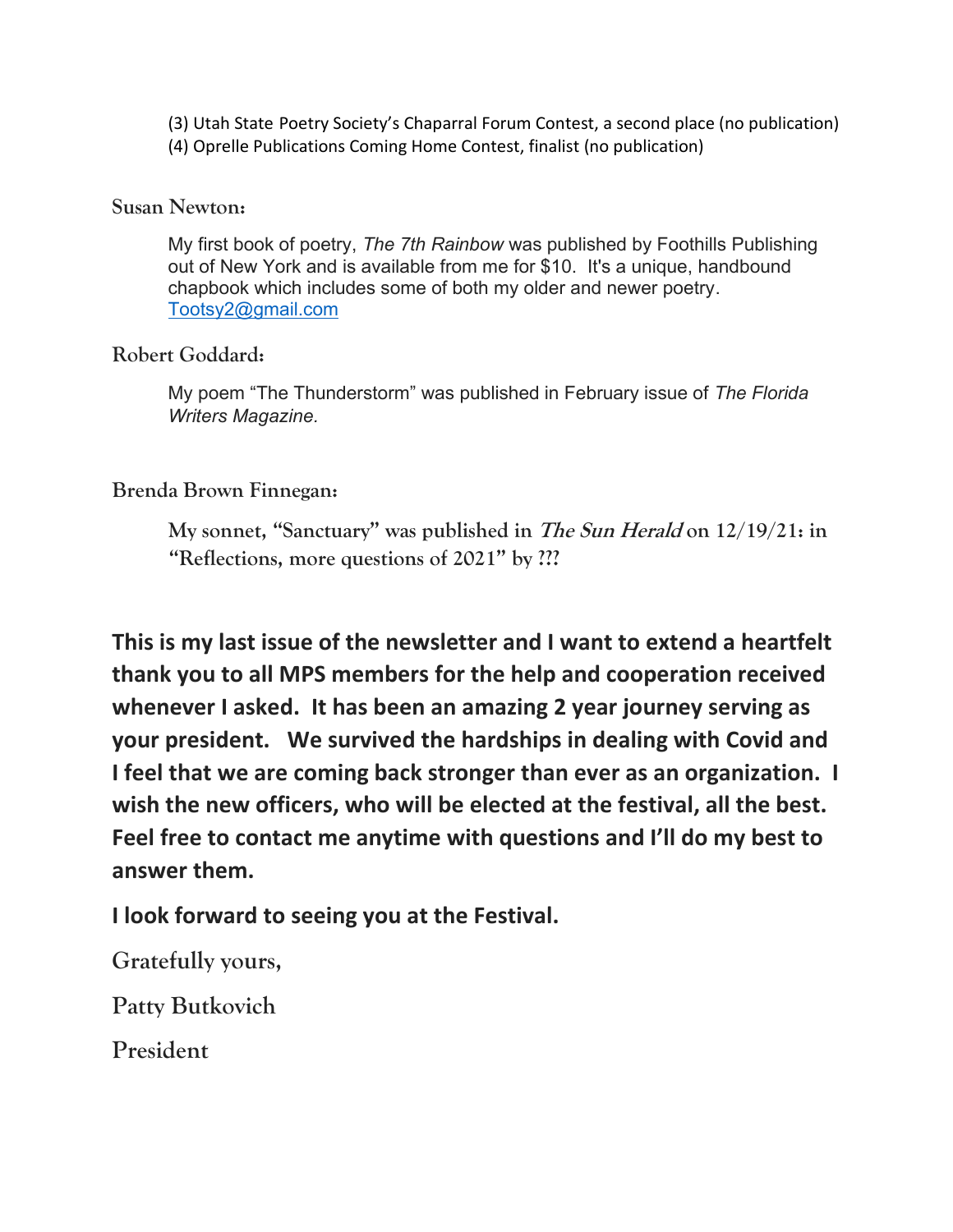(3) Utah State Poetry Society's Chaparral Forum Contest, a second place (no publication)
(4) Oprelle Publications Coming Home Contest, finalist (no publication)

**Susan Newton:**

My first book of poetry, *The 7th Rainbow* was published by Foothills Publishing out of New York and is available from me for $10.  It's a unique, handbound chapbook which includes some of both my older and newer poetry. Tootsy2@gmail.com

**Robert Goddard:**

My poem "The Thunderstorm" was published in February issue of *The Florida Writers Magazine.*

**Brenda Brown Finnegan:**

**My sonnet, "Sanctuary" was published in *The Sun Herald* on 12/19/21: in "Reflections, more questions of 2021" by ???**

**This is my last issue of the newsletter and I want to extend a heartfelt thank you to all MPS members for the help and cooperation received whenever I asked.  It has been an amazing 2 year journey serving as your president.   We survived the hardships in dealing with Covid and I feel that we are coming back stronger than ever as an organization.  I wish the new officers, who will be elected at the festival, all the best. Feel free to contact me anytime with questions and I'll do my best to answer them.**

**I look forward to seeing you at the Festival.**

**Gratefully yours,**

**Patty Butkovich**

**President**